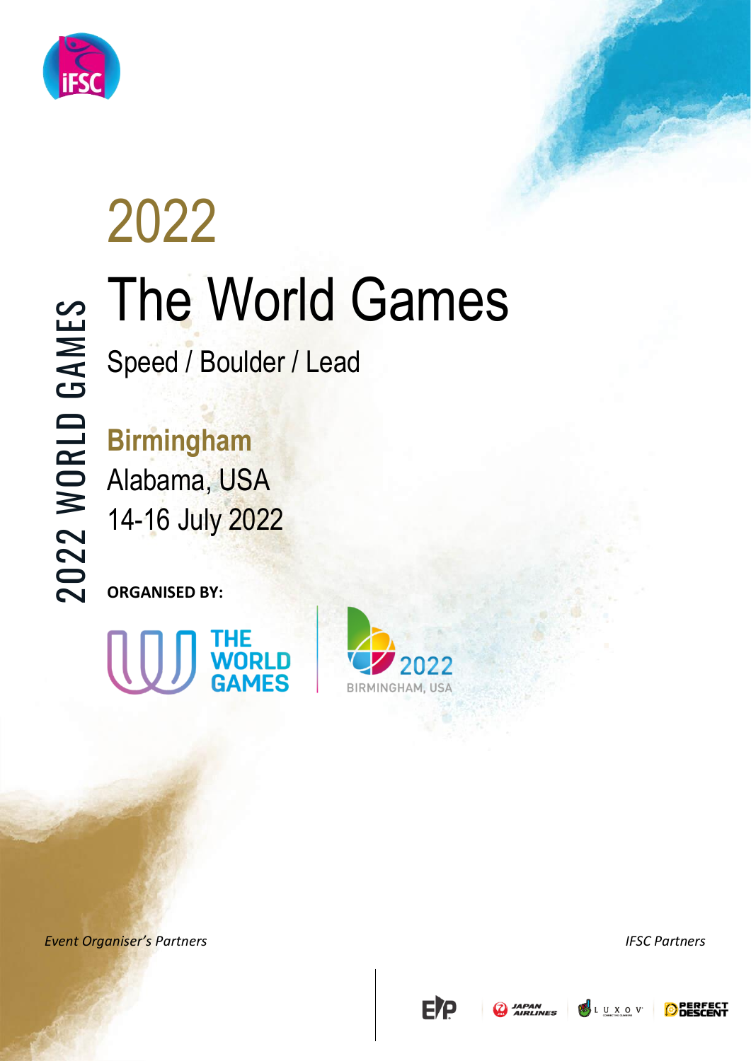# 2022

# The World Games

Speed / Boulder / Lead

**Birmingham**

Alabama, USA

14-16 July 2022

**ORGANISED BY:**

THE WORLD GAMES

2022 BIRMINGHAM, USA

2022 WORLD GAMES

*Event Organiser's Partners*

*IFSC Partners*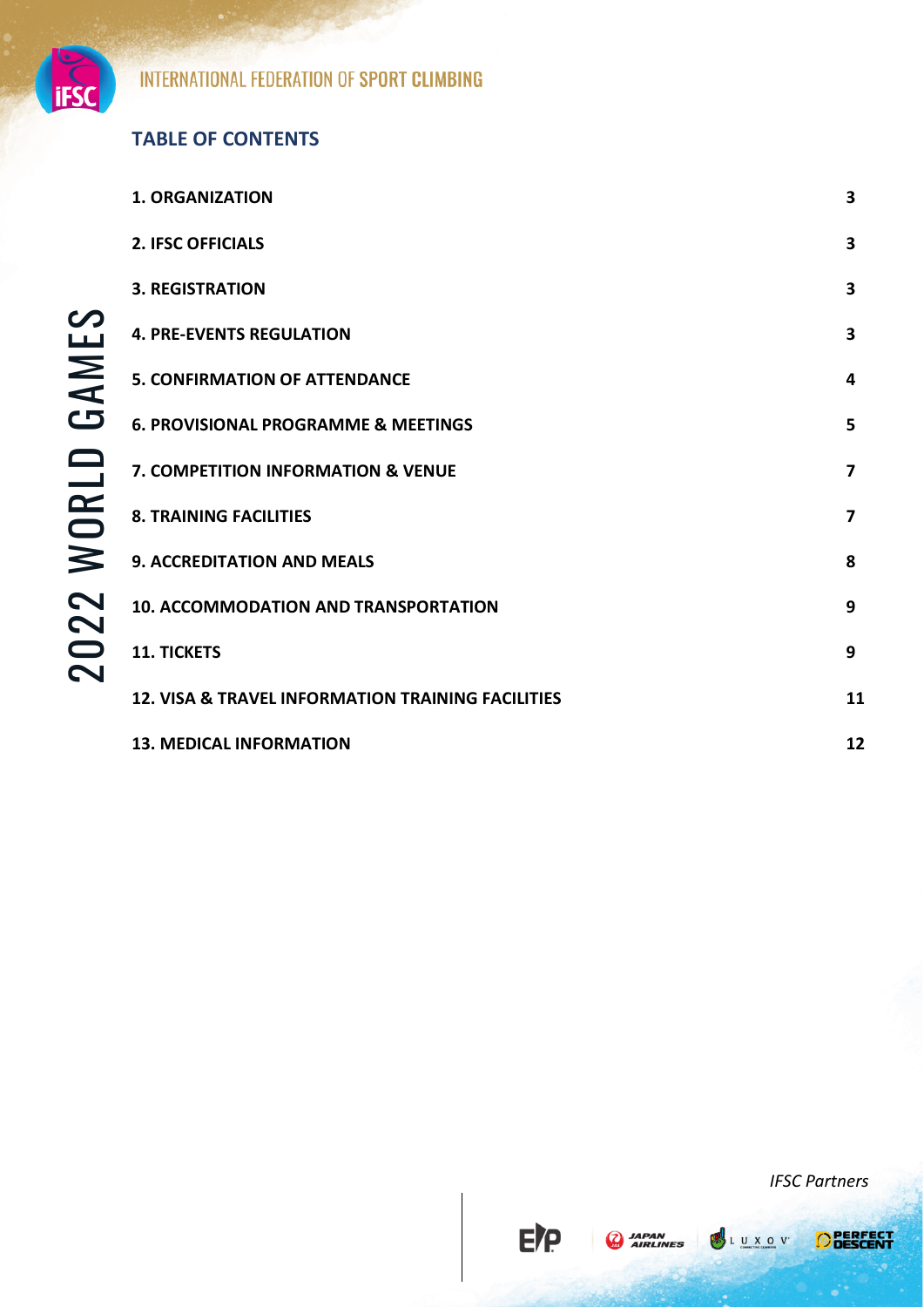## TABLE OF CONTENTS

| | |
|---|---|
| **1. ORGANIZATION** | **3** |
| **2. IFSC OFFICIALS** | **3** |
| **3. REGISTRATION** | **3** |
| **4. PRE-EVENTS REGULATION** | **3** |
| **5. CONFIRMATION OF ATTENDANCE** | **4** |
| **6. PROVISIONAL PROGRAMME & MEETINGS** | **5** |
| **7. COMPETITION INFORMATION & VENUE** | **7** |
| **8. TRAINING FACILITIES** | **7** |
| **9. ACCREDITATION AND MEALS** | **8** |
| **10. ACCOMMODATION AND TRANSPORTATION** | **9** |
| **11. TICKETS** | **9** |
| **12. VISA & TRAVEL INFORMATION TRAINING FACILITIES** | **11** |
| **13. MEDICAL INFORMATION** | **12** |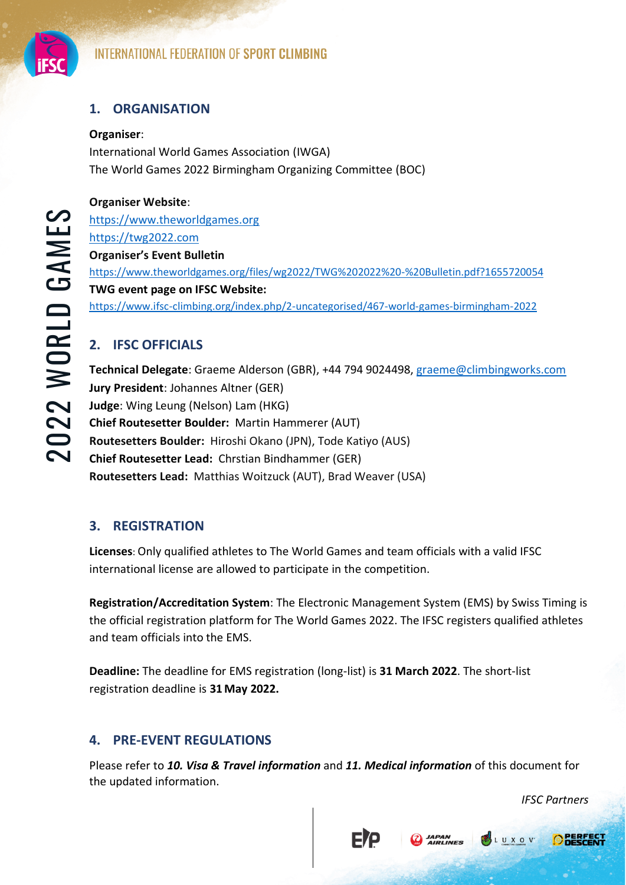## 1. ORGANISATION

**Organiser**:
International World Games Association (IWGA)
The World Games 2022 Birmingham Organizing Committee (BOC)

**Organiser Website**:
https://www.theworldgames.org
https://twg2022.com
**Organiser's Event Bulletin**
https://www.theworldgames.org/files/wg2022/TWG%202022%20-%20Bulletin.pdf?1655720054
**TWG event page on IFSC Website:**
https://www.ifsc-climbing.org/index.php/2-uncategorised/467-world-games-birmingham-2022

## 2. IFSC OFFICIALS

**Technical Delegate**: Graeme Alderson (GBR), +44 794 9024498, graeme@climbingworks.com
**Jury President**: Johannes Altner (GER)
**Judge**: Wing Leung (Nelson) Lam (HKG)
**Chief Routesetter Boulder:** Martin Hammerer (AUT)
**Routesetters Boulder:** Hiroshi Okano (JPN), Tode Katiyo (AUS)
**Chief Routesetter Lead:** Chrstian Bindhammer (GER)
**Routesetters Lead:** Matthias Woitzuck (AUT), Brad Weaver (USA)

## 3. REGISTRATION

**Licenses**: Only qualified athletes to The World Games and team officials with a valid IFSC international license are allowed to participate in the competition.

**Registration/Accreditation System**: The Electronic Management System (EMS) by Swiss Timing is the official registration platform for The World Games 2022. The IFSC registers qualified athletes and team officials into the EMS.

**Deadline:** The deadline for EMS registration (long-list) is **31 March 2022**. The short-list registration deadline is **31 May 2022.**

## 4. PRE-EVENT REGULATIONS

Please refer to ***10. Visa & Travel information*** and ***11. Medical information*** of this document for the updated information.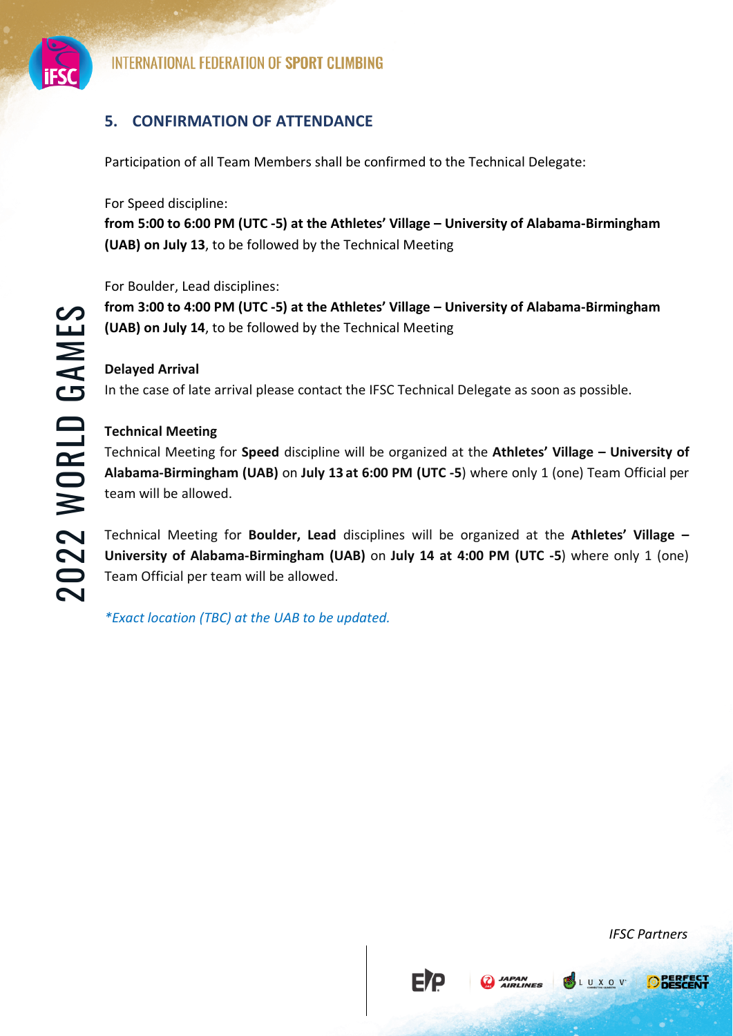## 5. CONFIRMATION OF ATTENDANCE

Participation of all Team Members shall be confirmed to the Technical Delegate:

For Speed discipline:
**from 5:00 to 6:00 PM (UTC -5) at the Athletes' Village – University of Alabama-Birmingham (UAB) on July 13**, to be followed by the Technical Meeting

For Boulder, Lead disciplines:
**from 3:00 to 4:00 PM (UTC -5) at the Athletes' Village – University of Alabama-Birmingham (UAB) on July 14**, to be followed by the Technical Meeting

**Delayed Arrival**

In the case of late arrival please contact the IFSC Technical Delegate as soon as possible.

**Technical Meeting**

Technical Meeting for **Speed** discipline will be organized at the **Athletes' Village – University of Alabama-Birmingham (UAB)** on **July 13 at 6:00 PM (UTC -5**) where only 1 (one) Team Official per team will be allowed.

Technical Meeting for **Boulder, Lead** disciplines will be organized at the **Athletes' Village – University of Alabama-Birmingham (UAB)** on **July 14 at 4:00 PM (UTC -5**) where only 1 (one) Team Official per team will be allowed.

*\*Exact location (TBC) at the UAB to be updated.*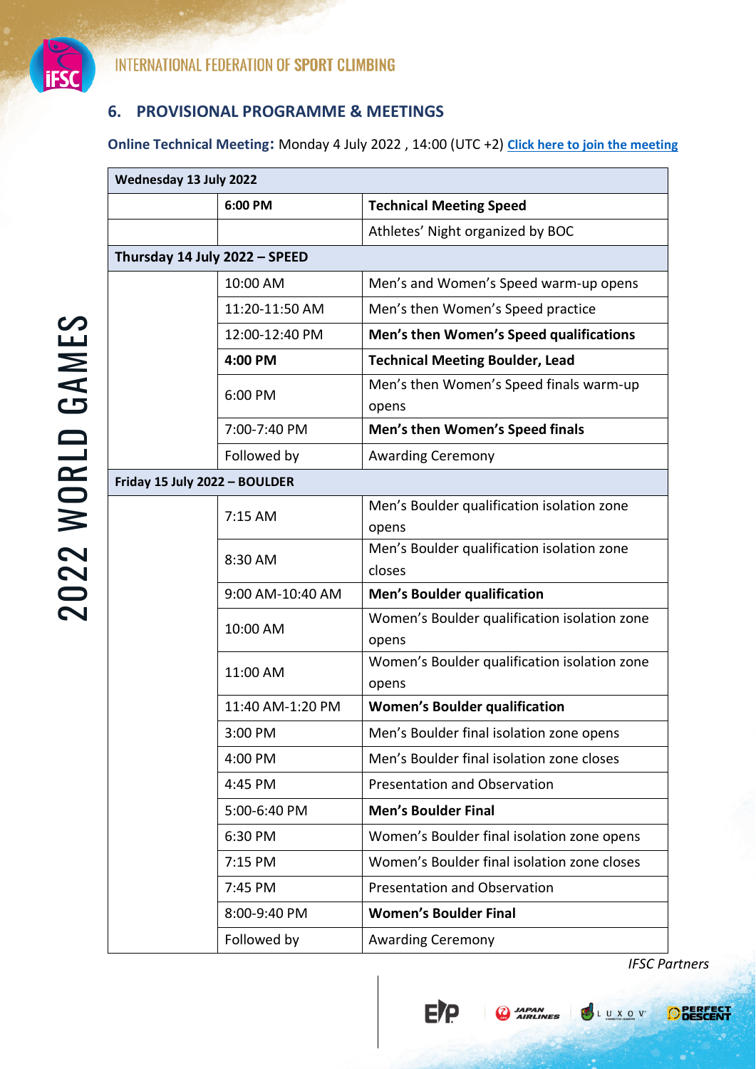## 6. PROVISIONAL PROGRAMME & MEETINGS

**Online Technical Meeting:** Monday 4 July 2022 , 14:00 (UTC +2) **Click here to join the meeting**

| **Wednesday 13 July 2022** | | |
|---|---|---|
| | **6:00 PM** | **Technical Meeting Speed** |
| | | Athletes' Night organized by BOC |
| **Thursday 14 July 2022 – SPEED** | | |
| | 10:00 AM | Men's and Women's Speed warm-up opens |
| | 11:20-11:50 AM | Men's then Women's Speed practice |
| | 12:00-12:40 PM | **Men's then Women's Speed qualifications** |
| | **4:00 PM** | **Technical Meeting Boulder, Lead** |
| | 6:00 PM | Men's then Women's Speed finals warm-up opens |
| | 7:00-7:40 PM | **Men's then Women's Speed finals** |
| | Followed by | Awarding Ceremony |
| **Friday 15 July 2022 – BOULDER** | | |
| | 7:15 AM | Men's Boulder qualification isolation zone opens |
| | 8:30 AM | Men's Boulder qualification isolation zone closes |
| | 9:00 AM-10:40 AM | **Men's Boulder qualification** |
| | 10:00 AM | Women's Boulder qualification isolation zone opens |
| | 11:00 AM | Women's Boulder qualification isolation zone opens |
| | 11:40 AM-1:20 PM | **Women's Boulder qualification** |
| | 3:00 PM | Men's Boulder final isolation zone opens |
| | 4:00 PM | Men's Boulder final isolation zone closes |
| | 4:45 PM | Presentation and Observation |
| | 5:00-6:40 PM | **Men's Boulder Final** |
| | 6:30 PM | Women's Boulder final isolation zone opens |
| | 7:15 PM | Women's Boulder final isolation zone closes |
| | 7:45 PM | Presentation and Observation |
| | 8:00-9:40 PM | **Women's Boulder Final** |
| | Followed by | Awarding Ceremony |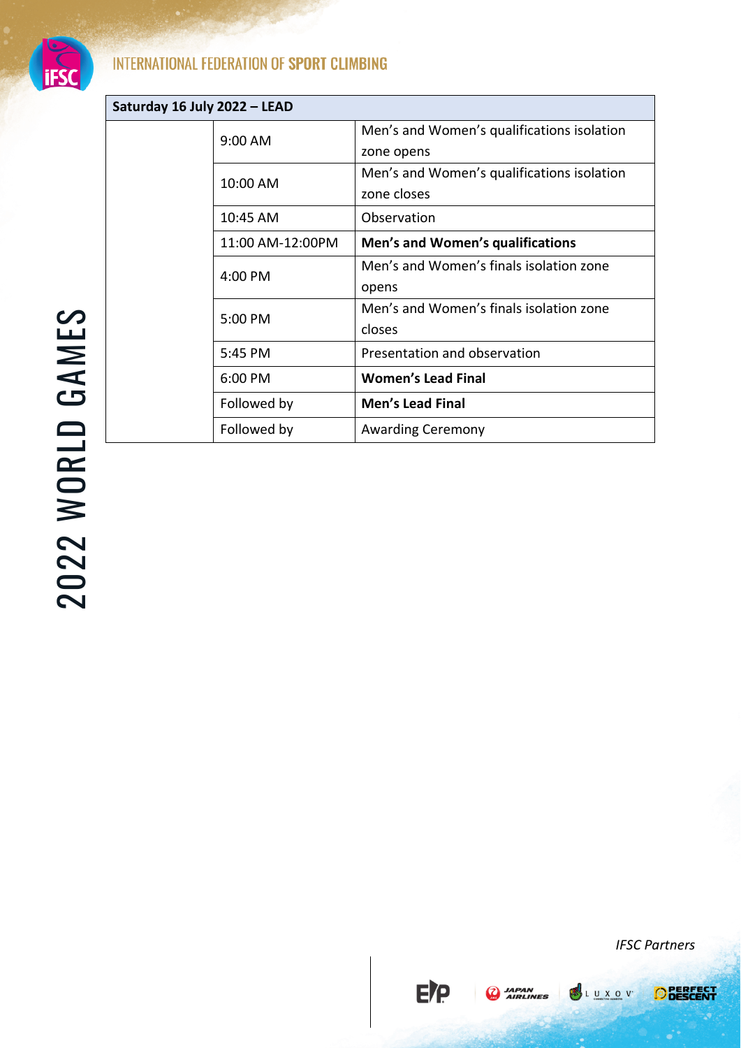| Saturday 16 July 2022 – LEAD | | |
|---|---|---|
| | 9:00 AM | Men's and Women's qualifications isolation zone opens |
| | 10:00 AM | Men's and Women's qualifications isolation zone closes |
| | 10:45 AM | Observation |
| | 11:00 AM-12:00PM | **Men's and Women's qualifications** |
| | 4:00 PM | Men's and Women's finals isolation zone opens |
| | 5:00 PM | Men's and Women's finals isolation zone closes |
| | 5:45 PM | Presentation and observation |
| | 6:00 PM | **Women's Lead Final** |
| | Followed by | **Men's Lead Final** |
| | Followed by | Awarding Ceremony |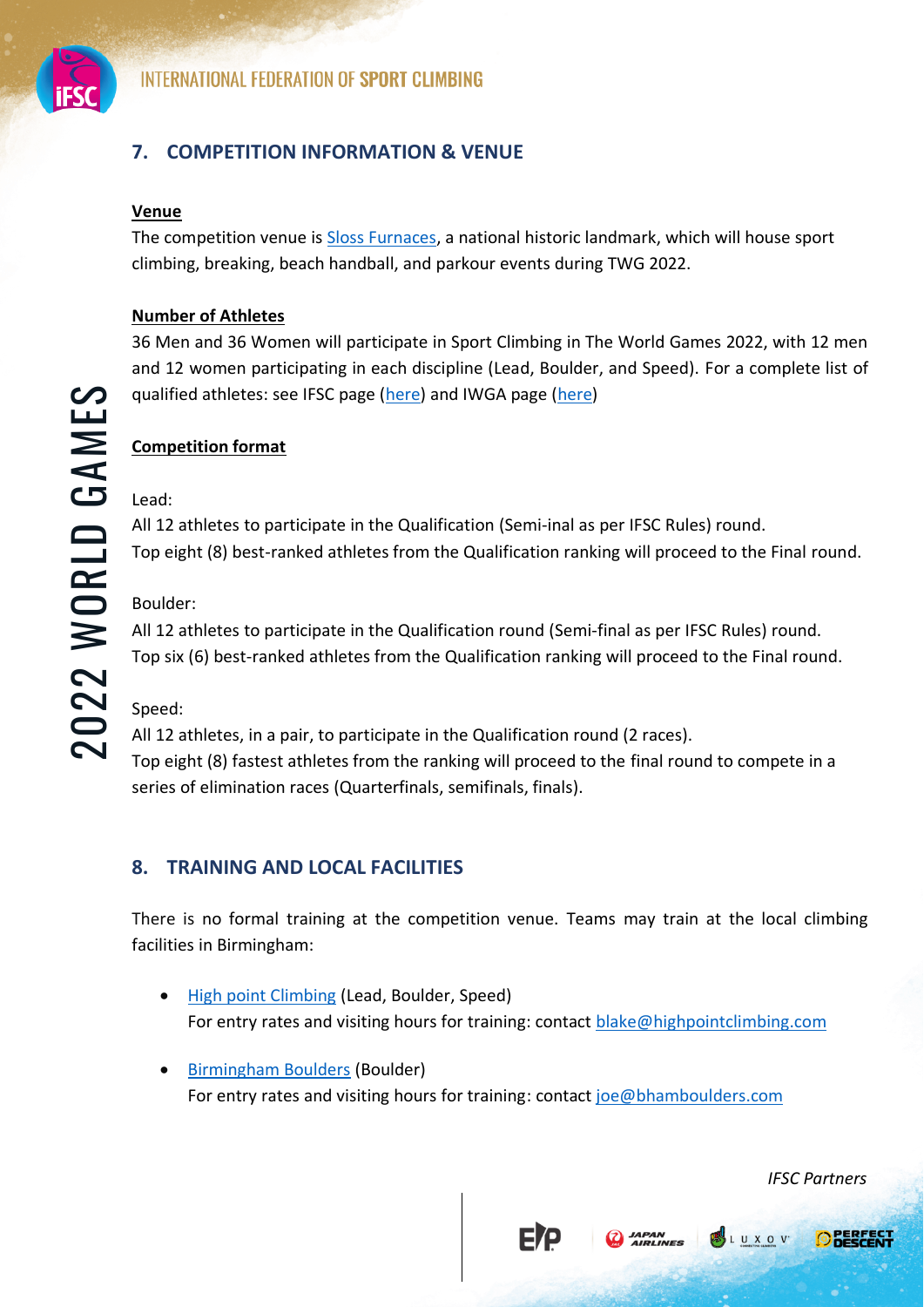## 7. COMPETITION INFORMATION & VENUE

**Venue**

The competition venue is Sloss Furnaces, a national historic landmark, which will house sport climbing, breaking, beach handball, and parkour events during TWG 2022.

**Number of Athletes**

36 Men and 36 Women will participate in Sport Climbing in The World Games 2022, with 12 men and 12 women participating in each discipline (Lead, Boulder, and Speed). For a complete list of qualified athletes: see IFSC page (here) and IWGA page (here)

**Competition format**

Lead:
All 12 athletes to participate in the Qualification (Semi-inal as per IFSC Rules) round.
Top eight (8) best-ranked athletes from the Qualification ranking will proceed to the Final round.

Boulder:
All 12 athletes to participate in the Qualification round (Semi-final as per IFSC Rules) round.
Top six (6) best-ranked athletes from the Qualification ranking will proceed to the Final round.

Speed:
All 12 athletes, in a pair, to participate in the Qualification round (2 races).
Top eight (8) fastest athletes from the ranking will proceed to the final round to compete in a series of elimination races (Quarterfinals, semifinals, finals).

## 8. TRAINING AND LOCAL FACILITIES

There is no formal training at the competition venue. Teams may train at the local climbing facilities in Birmingham:

- High point Climbing (Lead, Boulder, Speed)
  For entry rates and visiting hours for training: contact blake@highpointclimbing.com
- Birmingham Boulders (Boulder)
  For entry rates and visiting hours for training: contact joe@bhamboulders.com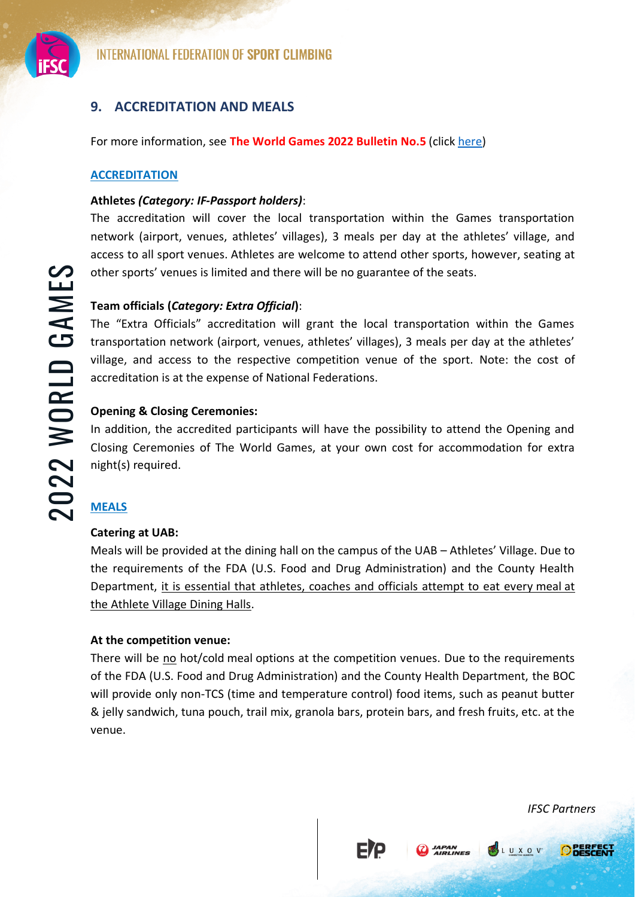## 9. ACCREDITATION AND MEALS

For more information, see **The World Games 2022 Bulletin No.5** (click here)

### ACCREDITATION

**Athletes *(Category: IF-Passport holders)***:

The accreditation will cover the local transportation within the Games transportation network (airport, venues, athletes' villages), 3 meals per day at the athletes' village, and access to all sport venues. Athletes are welcome to attend other sports, however, seating at other sports' venues is limited and there will be no guarantee of the seats.

**Team officials (*Category: Extra Official*)**:

The "Extra Officials" accreditation will grant the local transportation within the Games transportation network (airport, venues, athletes' villages), 3 meals per day at the athletes' village, and access to the respective competition venue of the sport. Note: the cost of accreditation is at the expense of National Federations.

**Opening & Closing Ceremonies:**

In addition, the accredited participants will have the possibility to attend the Opening and Closing Ceremonies of The World Games, at your own cost for accommodation for extra night(s) required.

### MEALS

**Catering at UAB:**

Meals will be provided at the dining hall on the campus of the UAB – Athletes' Village. Due to the requirements of the FDA (U.S. Food and Drug Administration) and the County Health Department, it is essential that athletes, coaches and officials attempt to eat every meal at the Athlete Village Dining Halls.

**At the competition venue:**

There will be no hot/cold meal options at the competition venues. Due to the requirements of the FDA (U.S. Food and Drug Administration) and the County Health Department, the BOC will provide only non-TCS (time and temperature control) food items, such as peanut butter & jelly sandwich, tuna pouch, trail mix, granola bars, protein bars, and fresh fruits, etc. at the venue.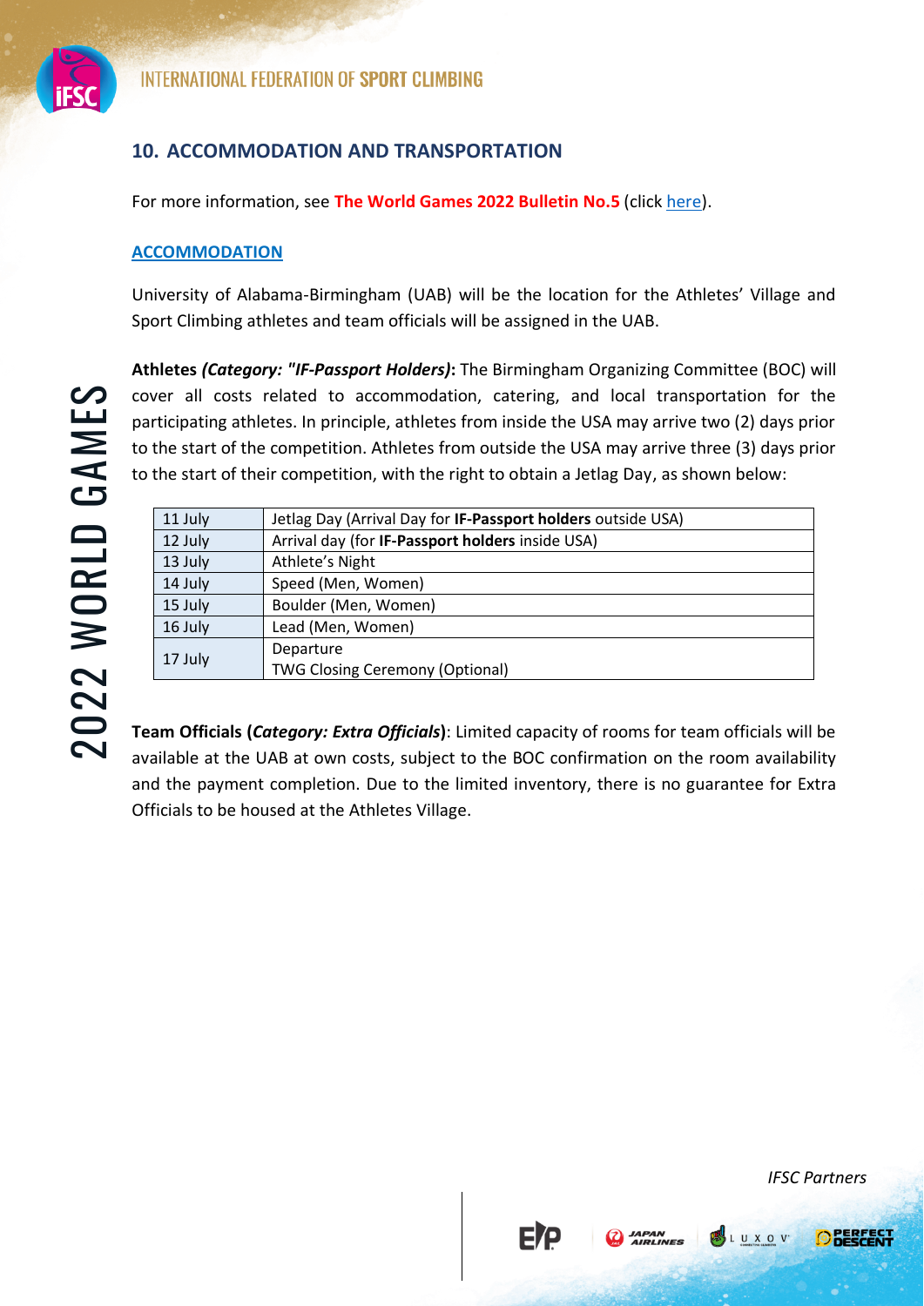## 10. ACCOMMODATION AND TRANSPORTATION

For more information, see **The World Games 2022 Bulletin No.5** (click here).

### ACCOMMODATION

University of Alabama-Birmingham (UAB) will be the location for the Athletes' Village and Sport Climbing athletes and team officials will be assigned in the UAB.

**Athletes *(Category: "IF-Passport Holders)*:** The Birmingham Organizing Committee (BOC) will cover all costs related to accommodation, catering, and local transportation for the participating athletes. In principle, athletes from inside the USA may arrive two (2) days prior to the start of the competition. Athletes from outside the USA may arrive three (3) days prior to the start of their competition, with the right to obtain a Jetlag Day, as shown below:

| | |
|---|---|
| 11 July | Jetlag Day (Arrival Day for **IF-Passport holders** outside USA) |
| 12 July | Arrival day (for **IF-Passport holders** inside USA) |
| 13 July | Athlete's Night |
| 14 July | Speed (Men, Women) |
| 15 July | Boulder (Men, Women) |
| 16 July | Lead (Men, Women) |
| 17 July | Departure<br>TWG Closing Ceremony (Optional) |

**Team Officials (*Category: Extra Officials*)**: Limited capacity of rooms for team officials will be available at the UAB at own costs, subject to the BOC confirmation on the room availability and the payment completion. Due to the limited inventory, there is no guarantee for Extra Officials to be housed at the Athletes Village.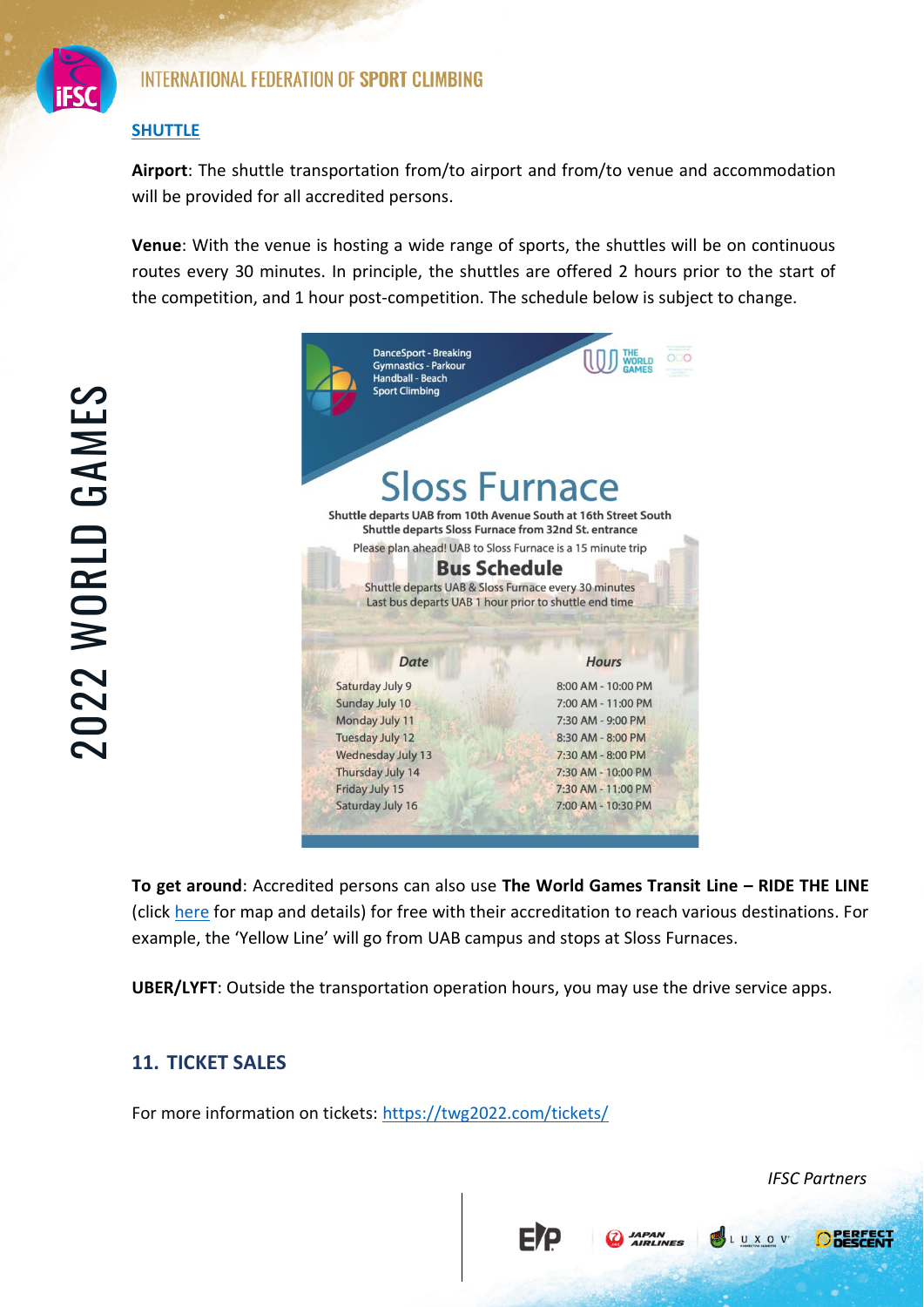**SHUTTLE**

**Airport**: The shuttle transportation from/to airport and from/to venue and accommodation will be provided for all accredited persons.

**Venue**: With the venue is hosting a wide range of sports, the shuttles will be on continuous routes every 30 minutes. In principle, the shuttles are offered 2 hours prior to the start of the competition, and 1 hour post-competition. The schedule below is subject to change.

DanceSport - Breaking
Gymnastics - Parkour
Handball - Beach
Sport Climbing

THE WORLD GAMES

# Sloss Furnace

**Shuttle departs UAB from 10th Avenue South at 16th Street South**
**Shuttle departs Sloss Furnace from 32nd St. entrance**

Please plan ahead! UAB to Sloss Furnace is a 15 minute trip

## Bus Schedule

Shuttle departs UAB & Sloss Furnace every 30 minutes
Last bus departs UAB 1 hour prior to shuttle end time

| *Date* | *Hours* |
| --- | --- |
| Saturday July 9 | 8:00 AM - 10:00 PM |
| Sunday July 10 | 7:00 AM - 11:00 PM |
| Monday July 11 | 7:30 AM - 9:00 PM |
| Tuesday July 12 | 8:30 AM - 8:00 PM |
| Wednesday July 13 | 7:30 AM - 8:00 PM |
| Thursday July 14 | 7:30 AM - 10:00 PM |
| Friday July 15 | 7:30 AM - 11:00 PM |
| Saturday July 16 | 7:00 AM - 10:30 PM |

**To get around**: Accredited persons can also use **The World Games Transit Line – RIDE THE LINE** (click here for map and details) for free with their accreditation to reach various destinations. For example, the 'Yellow Line' will go from UAB campus and stops at Sloss Furnaces.

**UBER/LYFT**: Outside the transportation operation hours, you may use the drive service apps.

## 11. TICKET SALES

For more information on tickets: https://twg2022.com/tickets/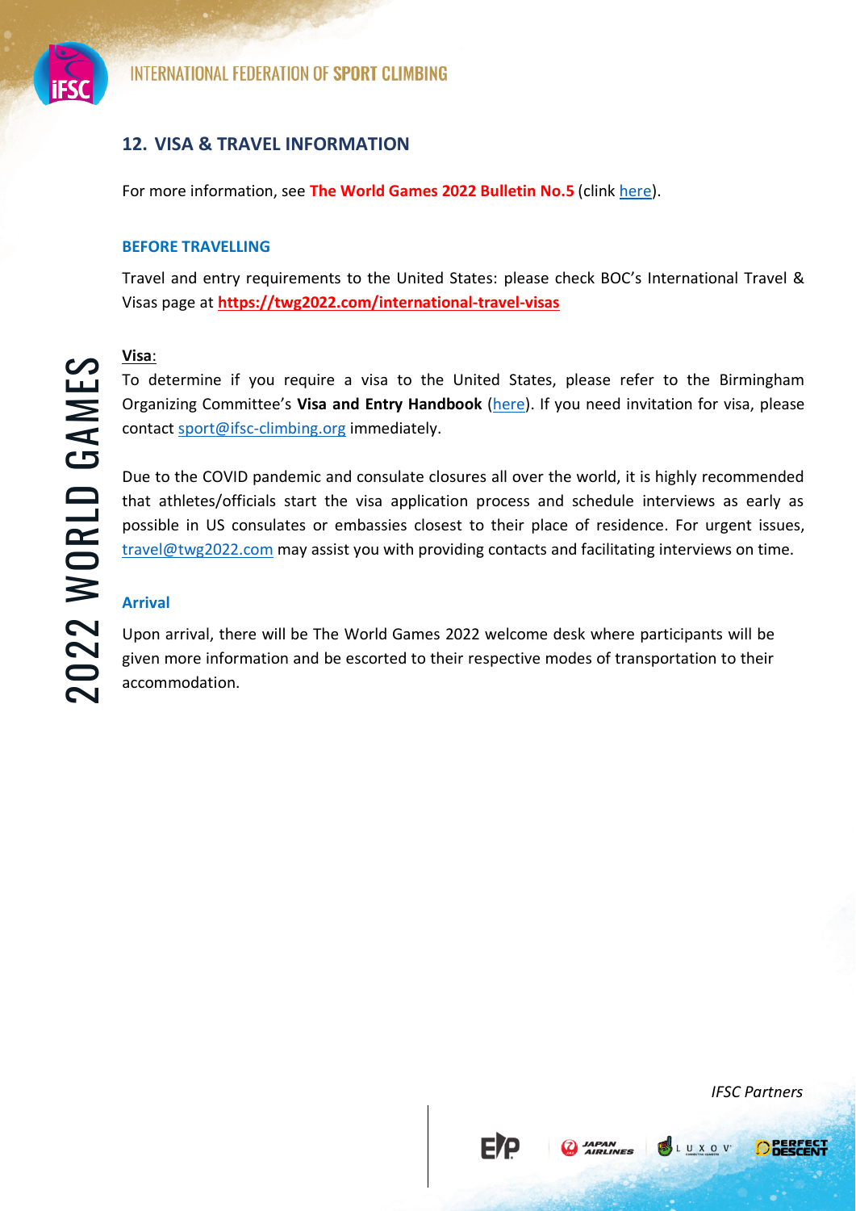## 12. VISA & TRAVEL INFORMATION

For more information, see **The World Games 2022 Bulletin No.5** (clink here).

### BEFORE TRAVELLING

Travel and entry requirements to the United States: please check BOC's International Travel & Visas page at **https://twg2022.com/international-travel-visas**

**Visa**:

To determine if you require a visa to the United States, please refer to the Birmingham Organizing Committee's **Visa and Entry Handbook** (here). If you need invitation for visa, please contact sport@ifsc-climbing.org immediately.

Due to the COVID pandemic and consulate closures all over the world, it is highly recommended that athletes/officials start the visa application process and schedule interviews as early as possible in US consulates or embassies closest to their place of residence. For urgent issues, travel@twg2022.com may assist you with providing contacts and facilitating interviews on time.

### Arrival

Upon arrival, there will be The World Games 2022 welcome desk where participants will be given more information and be escorted to their respective modes of transportation to their accommodation.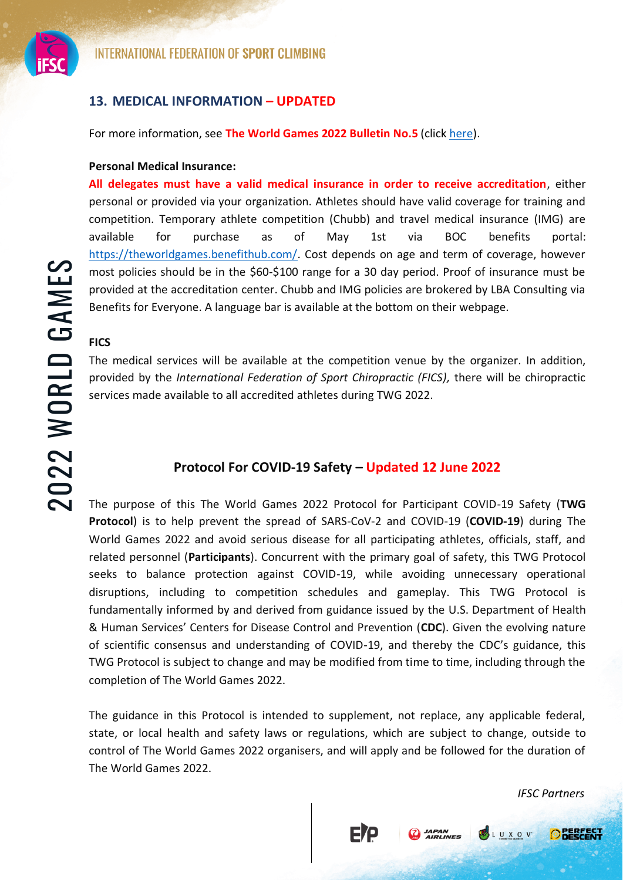## 13. MEDICAL INFORMATION – UPDATED

For more information, see **The World Games 2022 Bulletin No.5** (click [here](here)).

**Personal Medical Insurance:**

**All delegates must have a valid medical insurance in order to receive accreditation**, either personal or provided via your organization. Athletes should have valid coverage for training and competition. Temporary athlete competition (Chubb) and travel medical insurance (IMG) are available for purchase as of May 1st via BOC benefits portal: https://theworldgames.benefithub.com/. Cost depends on age and term of coverage, however most policies should be in the $60-$100 range for a 30 day period. Proof of insurance must be provided at the accreditation center. Chubb and IMG policies are brokered by LBA Consulting via Benefits for Everyone. A language bar is available at the bottom on their webpage.

**FICS**

The medical services will be available at the competition venue by the organizer. In addition, provided by the *International Federation of Sport Chiropractic (FICS),* there will be chiropractic services made available to all accredited athletes during TWG 2022.

### Protocol For COVID-19 Safety – Updated 12 June 2022

The purpose of this The World Games 2022 Protocol for Participant COVID-19 Safety (**TWG Protocol**) is to help prevent the spread of SARS-CoV-2 and COVID-19 (**COVID-19**) during The World Games 2022 and avoid serious disease for all participating athletes, officials, staff, and related personnel (**Participants**). Concurrent with the primary goal of safety, this TWG Protocol seeks to balance protection against COVID-19, while avoiding unnecessary operational disruptions, including to competition schedules and gameplay. This TWG Protocol is fundamentally informed by and derived from guidance issued by the U.S. Department of Health & Human Services' Centers for Disease Control and Prevention (**CDC**). Given the evolving nature of scientific consensus and understanding of COVID-19, and thereby the CDC's guidance, this TWG Protocol is subject to change and may be modified from time to time, including through the completion of The World Games 2022.

The guidance in this Protocol is intended to supplement, not replace, any applicable federal, state, or local health and safety laws or regulations, which are subject to change, outside to control of The World Games 2022 organisers, and will apply and be followed for the duration of The World Games 2022.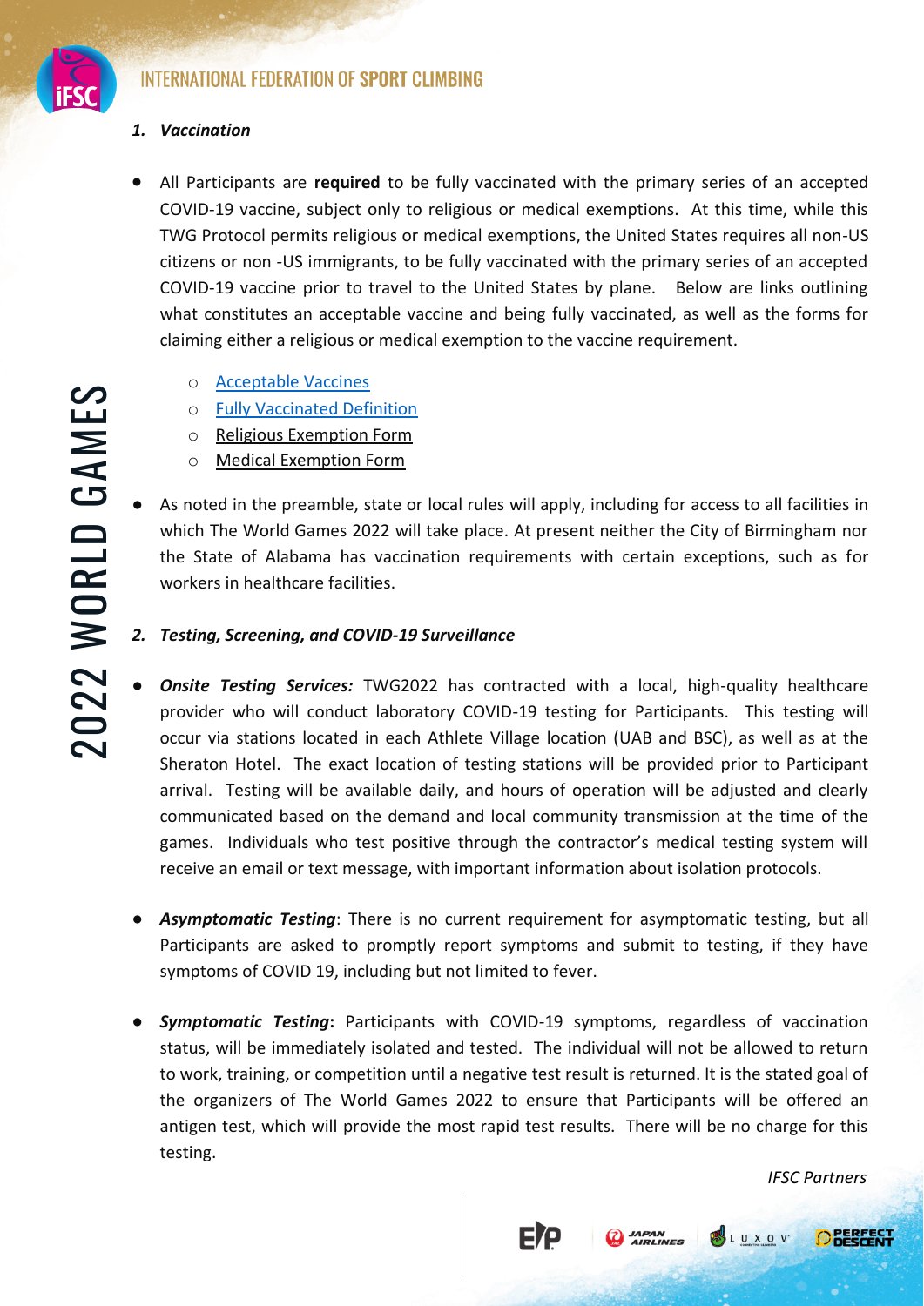*1. Vaccination*

- All Participants are **required** to be fully vaccinated with the primary series of an accepted COVID-19 vaccine, subject only to religious or medical exemptions. At this time, while this TWG Protocol permits religious or medical exemptions, the United States requires all non-US citizens or non -US immigrants, to be fully vaccinated with the primary series of an accepted COVID-19 vaccine prior to travel to the United States by plane. Below are links outlining what constitutes an acceptable vaccine and being fully vaccinated, as well as the forms for claiming either a religious or medical exemption to the vaccine requirement.
  - Acceptable Vaccines
  - Fully Vaccinated Definition
  - Religious Exemption Form
  - Medical Exemption Form
- As noted in the preamble, state or local rules will apply, including for access to all facilities in which The World Games 2022 will take place. At present neither the City of Birmingham nor the State of Alabama has vaccination requirements with certain exceptions, such as for workers in healthcare facilities.

*2. Testing, Screening, and COVID-19 Surveillance*

- ***Onsite Testing Services:*** TWG2022 has contracted with a local, high-quality healthcare provider who will conduct laboratory COVID-19 testing for Participants. This testing will occur via stations located in each Athlete Village location (UAB and BSC), as well as at the Sheraton Hotel. The exact location of testing stations will be provided prior to Participant arrival. Testing will be available daily, and hours of operation will be adjusted and clearly communicated based on the demand and local community transmission at the time of the games. Individuals who test positive through the contractor's medical testing system will receive an email or text message, with important information about isolation protocols.
- ***Asymptomatic Testing***: There is no current requirement for asymptomatic testing, but all Participants are asked to promptly report symptoms and submit to testing, if they have symptoms of COVID 19, including but not limited to fever.
- ***Symptomatic Testing*****:** Participants with COVID-19 symptoms, regardless of vaccination status, will be immediately isolated and tested. The individual will not be allowed to return to work, training, or competition until a negative test result is returned. It is the stated goal of the organizers of The World Games 2022 to ensure that Participants will be offered an antigen test, which will provide the most rapid test results. There will be no charge for this testing.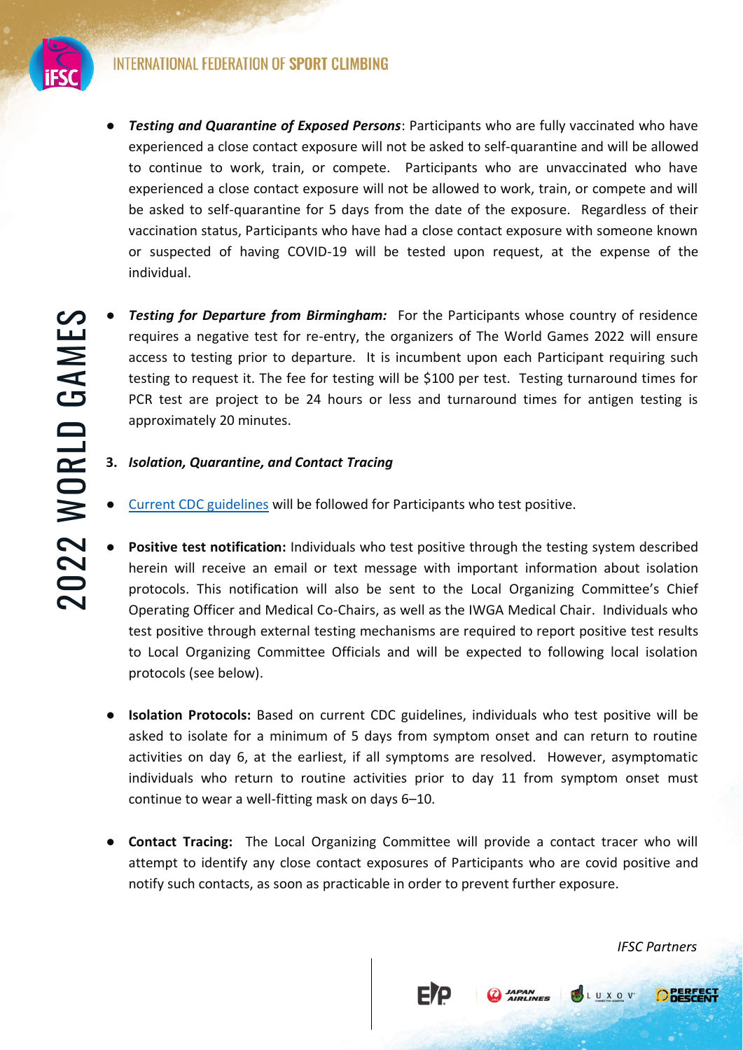- ***Testing and Quarantine of Exposed Persons***: Participants who are fully vaccinated who have experienced a close contact exposure will not be asked to self-quarantine and will be allowed to continue to work, train, or compete. Participants who are unvaccinated who have experienced a close contact exposure will not be allowed to work, train, or compete and will be asked to self-quarantine for 5 days from the date of the exposure. Regardless of their vaccination status, Participants who have had a close contact exposure with someone known or suspected of having COVID-19 will be tested upon request, at the expense of the individual.

- ***Testing for Departure from Birmingham:*** For the Participants whose country of residence requires a negative test for re-entry, the organizers of The World Games 2022 will ensure access to testing prior to departure. It is incumbent upon each Participant requiring such testing to request it. The fee for testing will be $100 per test. Testing turnaround times for PCR test are project to be 24 hours or less and turnaround times for antigen testing is approximately 20 minutes.

**3. *Isolation, Quarantine, and Contact Tracing***

- Current CDC guidelines will be followed for Participants who test positive.

- **Positive test notification:** Individuals who test positive through the testing system described herein will receive an email or text message with important information about isolation protocols. This notification will also be sent to the Local Organizing Committee's Chief Operating Officer and Medical Co-Chairs, as well as the IWGA Medical Chair. Individuals who test positive through external testing mechanisms are required to report positive test results to Local Organizing Committee Officials and will be expected to following local isolation protocols (see below).

- **Isolation Protocols:** Based on current CDC guidelines, individuals who test positive will be asked to isolate for a minimum of 5 days from symptom onset and can return to routine activities on day 6, at the earliest, if all symptoms are resolved. However, asymptomatic individuals who return to routine activities prior to day 11 from symptom onset must continue to wear a well-fitting mask on days 6–10.

- **Contact Tracing:** The Local Organizing Committee will provide a contact tracer who will attempt to identify any close contact exposures of Participants who are covid positive and notify such contacts, as soon as practicable in order to prevent further exposure.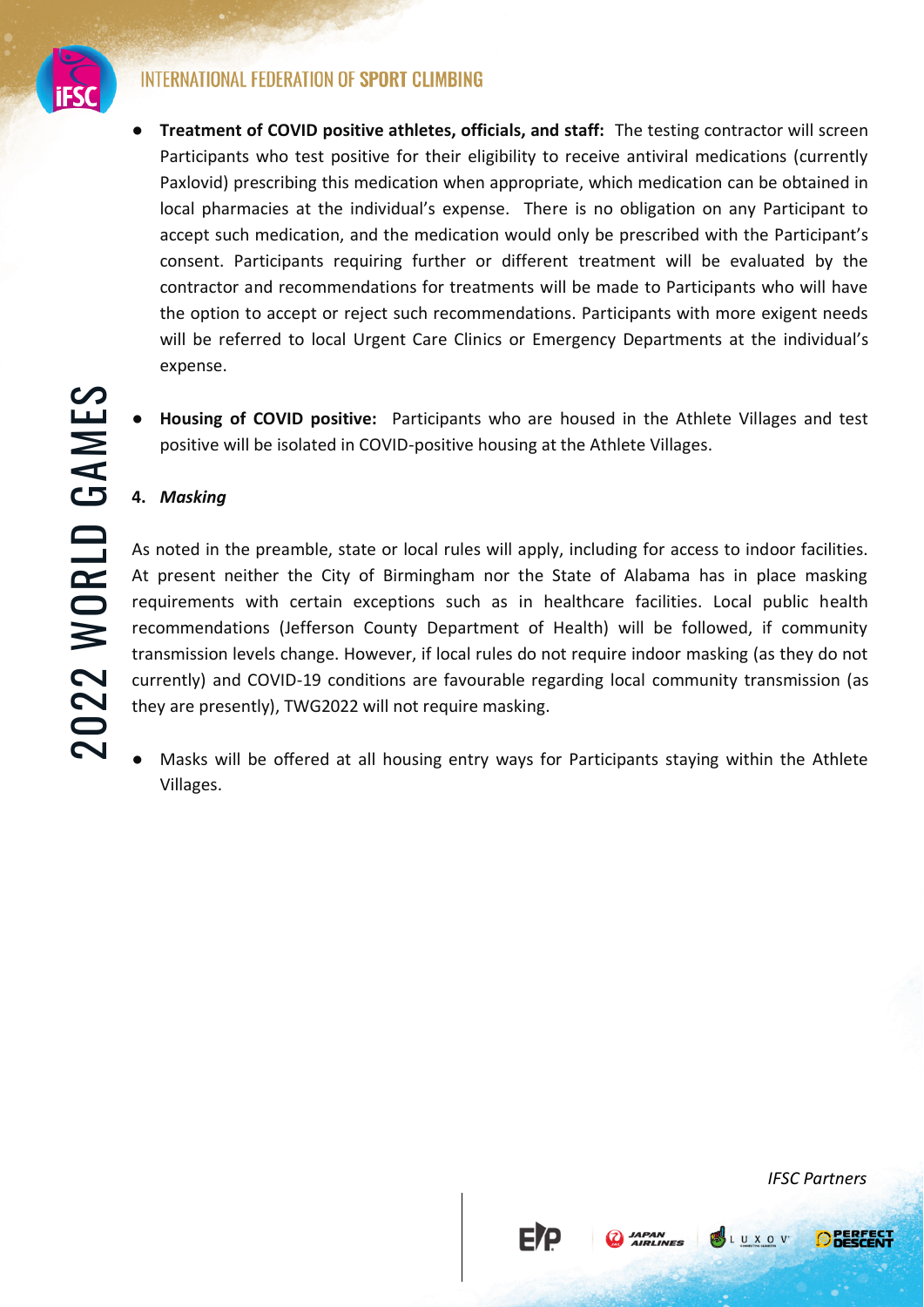- **Treatment of COVID positive athletes, officials, and staff:** The testing contractor will screen Participants who test positive for their eligibility to receive antiviral medications (currently Paxlovid) prescribing this medication when appropriate, which medication can be obtained in local pharmacies at the individual's expense. There is no obligation on any Participant to accept such medication, and the medication would only be prescribed with the Participant's consent. Participants requiring further or different treatment will be evaluated by the contractor and recommendations for treatments will be made to Participants who will have the option to accept or reject such recommendations. Participants with more exigent needs will be referred to local Urgent Care Clinics or Emergency Departments at the individual's expense.

- **Housing of COVID positive:** Participants who are housed in the Athlete Villages and test positive will be isolated in COVID-positive housing at the Athlete Villages.

**4.** ***Masking***

As noted in the preamble, state or local rules will apply, including for access to indoor facilities. At present neither the City of Birmingham nor the State of Alabama has in place masking requirements with certain exceptions such as in healthcare facilities. Local public health recommendations (Jefferson County Department of Health) will be followed, if community transmission levels change. However, if local rules do not require indoor masking (as they do not currently) and COVID-19 conditions are favourable regarding local community transmission (as they are presently), TWG2022 will not require masking.

- Masks will be offered at all housing entry ways for Participants staying within the Athlete Villages.